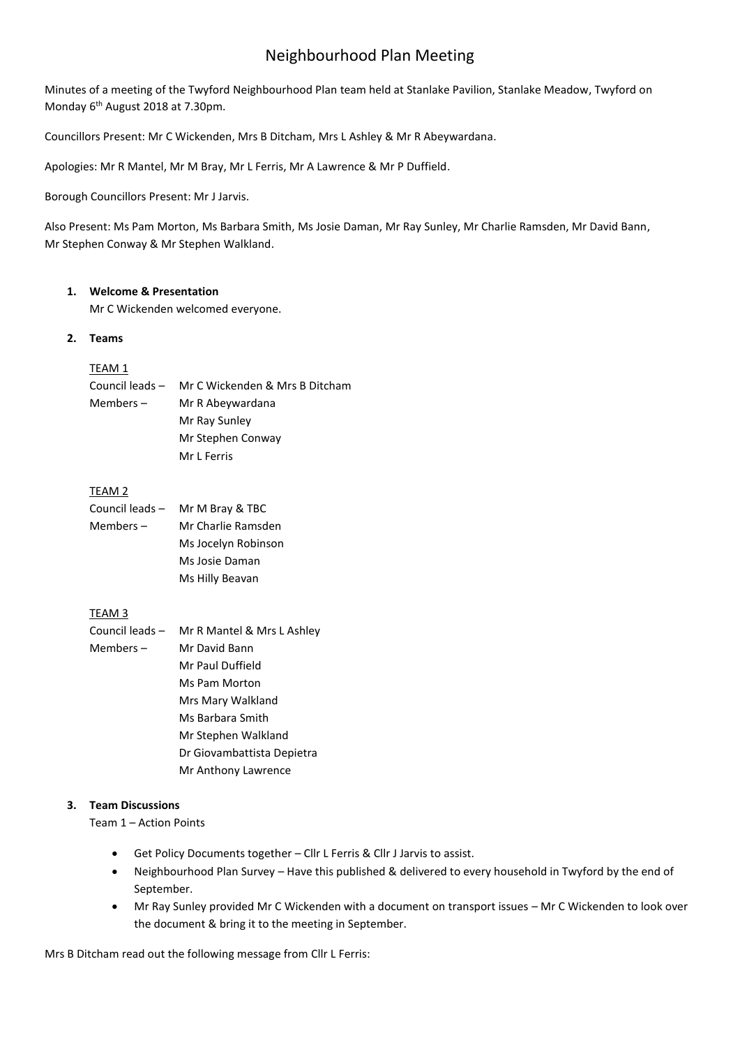# Neighbourhood Plan Meeting

Minutes of a meeting of the Twyford Neighbourhood Plan team held at Stanlake Pavilion, Stanlake Meadow, Twyford on Monday 6th August 2018 at 7.30pm.

Councillors Present: Mr C Wickenden, Mrs B Ditcham, Mrs L Ashley & Mr R Abeywardana.

Apologies: Mr R Mantel, Mr M Bray, Mr L Ferris, Mr A Lawrence & Mr P Duffield.

Borough Councillors Present: Mr J Jarvis.

Also Present: Ms Pam Morton, Ms Barbara Smith, Ms Josie Daman, Mr Ray Sunley, Mr Charlie Ramsden, Mr David Bann, Mr Stephen Conway & Mr Stephen Walkland.

1. **Welcome & Presentation**

   Mr C Wickenden welcomed everyone.

2. **Teams**

   TEAM 1

   Council leads – Mr C Wickenden & Mrs B Ditcham
   Members – Mr R Abeywardana
   Mr Ray Sunley
   Mr Stephen Conway
   Mr L Ferris

   TEAM 2

   Council leads – Mr M Bray & TBC
   Members – Mr Charlie Ramsden
   Ms Jocelyn Robinson
   Ms Josie Daman
   Ms Hilly Beavan

   TEAM 3

   Council leads – Mr R Mantel & Mrs L Ashley
   Members – Mr David Bann
   Mr Paul Duffield
   Ms Pam Morton
   Mrs Mary Walkland
   Ms Barbara Smith
   Mr Stephen Walkland
   Dr Giovambattista Depietra
   Mr Anthony Lawrence

3. **Team Discussions**

   Team 1 – Action Points

   - Get Policy Documents together – Cllr L Ferris & Cllr J Jarvis to assist.
   - Neighbourhood Plan Survey – Have this published & delivered to every household in Twyford by the end of September.
   - Mr Ray Sunley provided Mr C Wickenden with a document on transport issues – Mr C Wickenden to look over the document & bring it to the meeting in September.

Mrs B Ditcham read out the following message from Cllr L Ferris: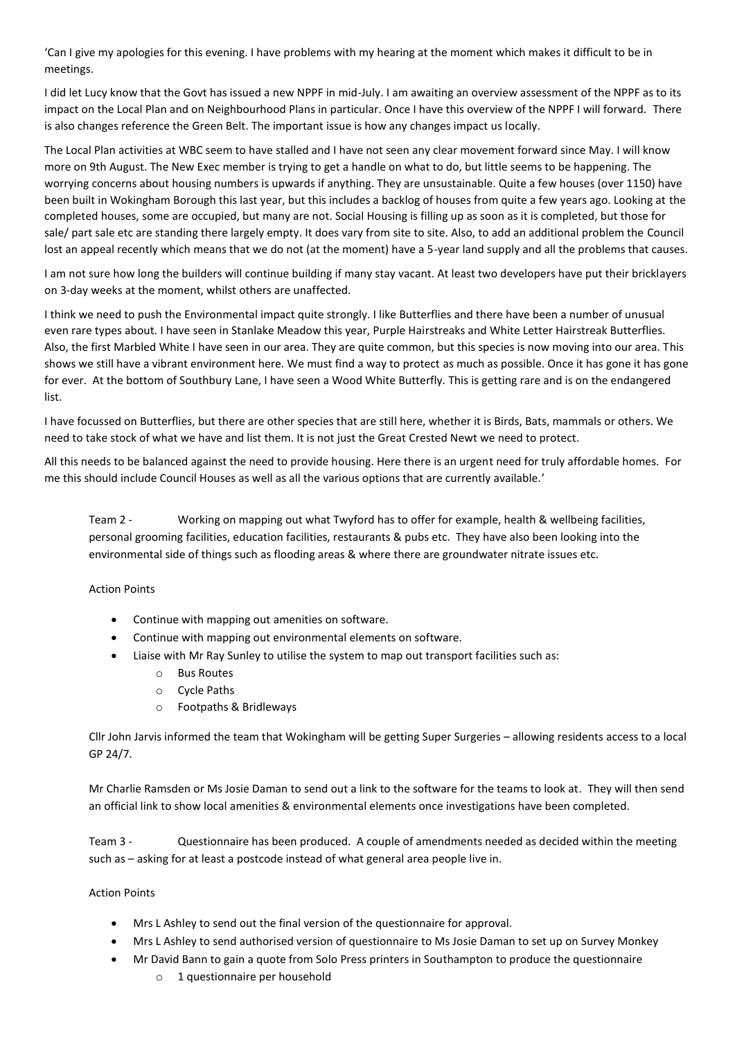'Can I give my apologies for this evening. I have problems with my hearing at the moment which makes it difficult to be in meetings.

I did let Lucy know that the Govt has issued a new NPPF in mid-July. I am awaiting an overview assessment of the NPPF as to its impact on the Local Plan and on Neighbourhood Plans in particular. Once I have this overview of the NPPF I will forward. There is also changes reference the Green Belt. The important issue is how any changes impact us locally.

The Local Plan activities at WBC seem to have stalled and I have not seen any clear movement forward since May. I will know more on 9th August. The New Exec member is trying to get a handle on what to do, but little seems to be happening. The worrying concerns about housing numbers is upwards if anything. They are unsustainable. Quite a few houses (over 1150) have been built in Wokingham Borough this last year, but this includes a backlog of houses from quite a few years ago. Looking at the completed houses, some are occupied, but many are not. Social Housing is filling up as soon as it is completed, but those for sale/ part sale etc are standing there largely empty. It does vary from site to site. Also, to add an additional problem the Council lost an appeal recently which means that we do not (at the moment) have a 5-year land supply and all the problems that causes.

I am not sure how long the builders will continue building if many stay vacant. At least two developers have put their bricklayers on 3-day weeks at the moment, whilst others are unaffected.

I think we need to push the Environmental impact quite strongly. I like Butterflies and there have been a number of unusual even rare types about. I have seen in Stanlake Meadow this year, Purple Hairstreaks and White Letter Hairstreak Butterflies. Also, the first Marbled White I have seen in our area. They are quite common, but this species is now moving into our area. This shows we still have a vibrant environment here. We must find a way to protect as much as possible. Once it has gone it has gone for ever. At the bottom of Southbury Lane, I have seen a Wood White Butterfly. This is getting rare and is on the endangered list.

I have focussed on Butterflies, but there are other species that are still here, whether it is Birds, Bats, mammals or others. We need to take stock of what we have and list them. It is not just the Great Crested Newt we need to protect.

All this needs to be balanced against the need to provide housing. Here there is an urgent need for truly affordable homes. For me this should include Council Houses as well as all the various options that are currently available.'

Team 2 - Working on mapping out what Twyford has to offer for example, health & wellbeing facilities, personal grooming facilities, education facilities, restaurants & pubs etc. They have also been looking into the environmental side of things such as flooding areas & where there are groundwater nitrate issues etc.

Action Points

- Continue with mapping out amenities on software.
- Continue with mapping out environmental elements on software.
- Liaise with Mr Ray Sunley to utilise the system to map out transport facilities such as:
    - Bus Routes
    - Cycle Paths
    - Footpaths & Bridleways

Cllr John Jarvis informed the team that Wokingham will be getting Super Surgeries – allowing residents access to a local GP 24/7.

Mr Charlie Ramsden or Ms Josie Daman to send out a link to the software for the teams to look at. They will then send an official link to show local amenities & environmental elements once investigations have been completed.

Team 3 - Questionnaire has been produced. A couple of amendments needed as decided within the meeting such as – asking for at least a postcode instead of what general area people live in.

Action Points

- Mrs L Ashley to send out the final version of the questionnaire for approval.
- Mrs L Ashley to send authorised version of questionnaire to Ms Josie Daman to set up on Survey Monkey
- Mr David Bann to gain a quote from Solo Press printers in Southampton to produce the questionnaire
    - 1 questionnaire per household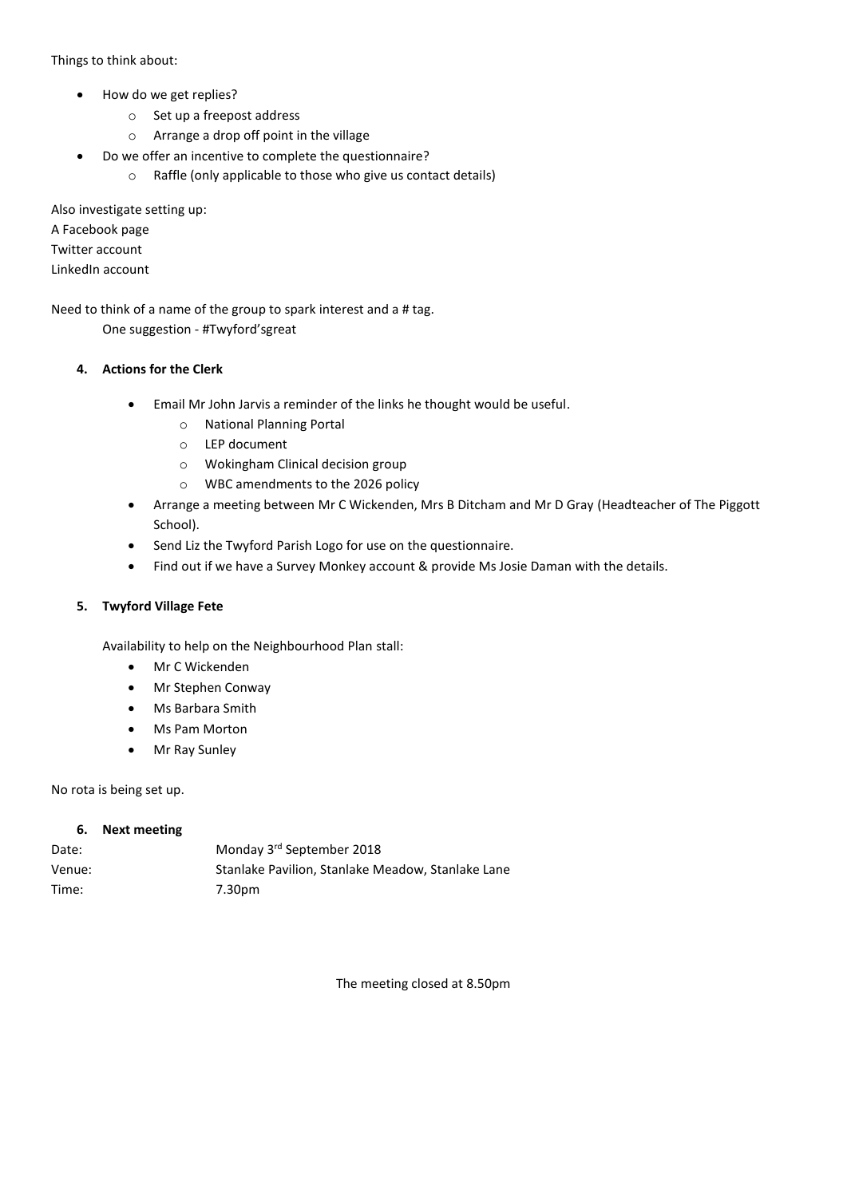Things to think about:

- How do we get replies?
  - Set up a freepost address
  - Arrange a drop off point in the village
- Do we offer an incentive to complete the questionnaire?
  - Raffle (only applicable to those who give us contact details)

Also investigate setting up:
A Facebook page
Twitter account
LinkedIn account

Need to think of a name of the group to spark interest and a # tag.
One suggestion - #Twyford'sgreat

#### 4. Actions for the Clerk

- Email Mr John Jarvis a reminder of the links he thought would be useful.
  - National Planning Portal
  - LEP document
  - Wokingham Clinical decision group
  - WBC amendments to the 2026 policy
- Arrange a meeting between Mr C Wickenden, Mrs B Ditcham and Mr D Gray (Headteacher of The Piggott School).
- Send Liz the Twyford Parish Logo for use on the questionnaire.
- Find out if we have a Survey Monkey account & provide Ms Josie Daman with the details.

#### 5. Twyford Village Fete

Availability to help on the Neighbourhood Plan stall:

- Mr C Wickenden
- Mr Stephen Conway
- Ms Barbara Smith
- Ms Pam Morton
- Mr Ray Sunley

No rota is being set up.

#### 6. Next meeting

| | |
|---|---|
| Date: | Monday 3rd September 2018 |
| Venue: | Stanlake Pavilion, Stanlake Meadow, Stanlake Lane |
| Time: | 7.30pm |

The meeting closed at 8.50pm